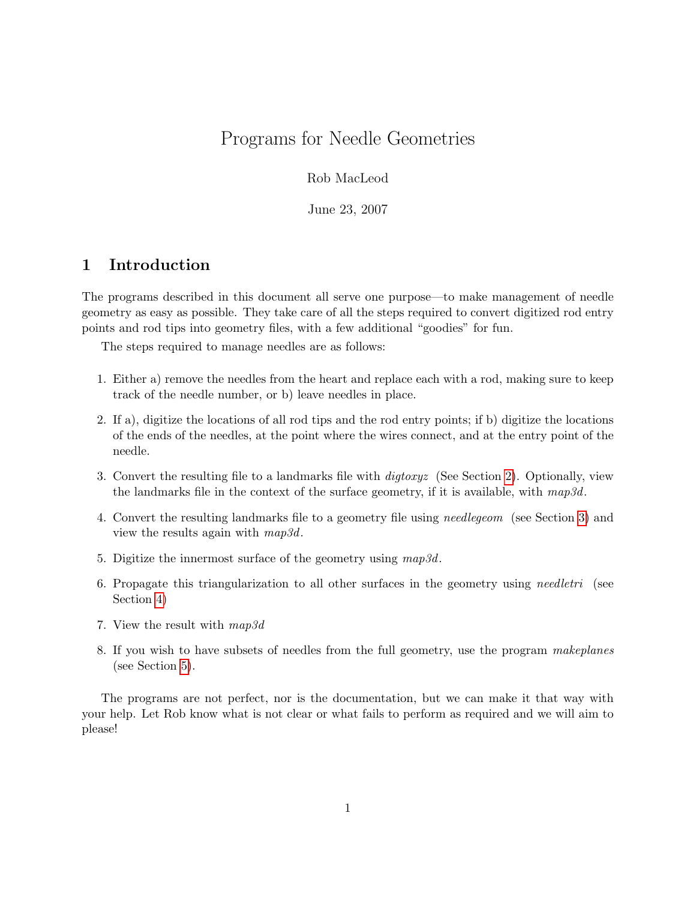# Programs for Needle Geometries

Rob MacLeod

June 23, 2007

## 1 Introduction

The programs described in this document all serve one purpose—to make management of needle geometry as easy as possible. They take care of all the steps required to convert digitized rod entry points and rod tips into geometry files, with a few additional "goodies" for fun.

The steps required to manage needles are as follows:

1. Either a) remove the needles from the heart and replace each with a rod, making sure to keep track of the needle number, or b) leave needles in place.
2. If a), digitize the locations of all rod tips and the rod entry points; if b) digitize the locations of the ends of the needles, at the point where the wires connect, and at the entry point of the needle.
3. Convert the resulting file to a landmarks file with *digtoxyz* (See Section 2). Optionally, view the landmarks file in the context of the surface geometry, if it is available, with *map3d*.
4. Convert the resulting landmarks file to a geometry file using *needlegeom* (see Section 3) and view the results again with *map3d*.
5. Digitize the innermost surface of the geometry using *map3d*.
6. Propagate this triangularization to all other surfaces in the geometry using *needletri* (see Section 4)
7. View the result with *map3d*
8. If you wish to have subsets of needles from the full geometry, use the program *makeplanes* (see Section 5).

The programs are not perfect, nor is the documentation, but we can make it that way with your help. Let Rob know what is not clear or what fails to perform as required and we will aim to please!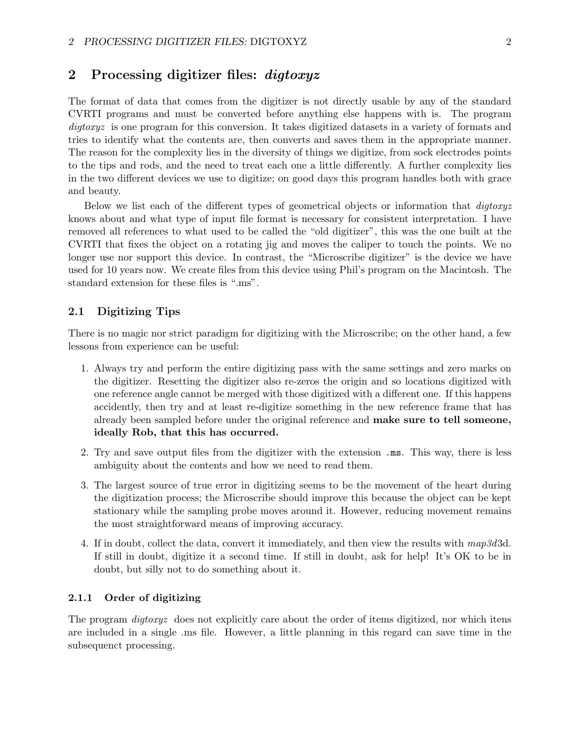## 2 Processing digitizer files: *digtoxyz*

The format of data that comes from the digitizer is not directly usable by any of the standard CVRTI programs and must be converted before anything else happens with is. The program *digtoxyz* is one program for this conversion. It takes digitized datasets in a variety of formats and tries to identify what the contents are, then converts and saves them in the appropriate manner. The reason for the complexity lies in the diversity of things we digitize, from sock electrodes points to the tips and rods, and the need to treat each one a little differently. A further complexity lies in the two different devices we use to digitize; on good days this program handles both with grace and beauty.

Below we list each of the different types of geometrical objects or information that *digtoxyz* knows about and what type of input file format is necessary for consistent interpretation. I have removed all references to what used to be called the "old digitizer", this was the one built at the CVRTI that fixes the object on a rotating jig and moves the caliper to touch the points. We no longer use nor support this device. In contrast, the "Microscribe digitizer" is the device we have used for 10 years now. We create files from this device using Phil's program on the Macintosh. The standard extension for these files is ".ms".

### 2.1 Digitizing Tips

There is no magic nor strict paradigm for digitizing with the Microscribe; on the other hand, a few lessons from experience can be useful:

1. Always try and perform the entire digitizing pass with the same settings and zero marks on the digitizer. Resetting the digitizer also re-zeros the origin and so locations digitized with one reference angle cannot be merged with those digitized with a different one. If this happens accidently, then try and at least re-digitize something in the new reference frame that has already been sampled before under the original reference and **make sure to tell someone, ideally Rob, that this has occurred.**
2. Try and save output files from the digitizer with the extension `.ms`. This way, there is less ambiguity about the contents and how we need to read them.
3. The largest source of true error in digitizing seems to be the movement of the heart during the digitization process; the Microscribe should improve this because the object can be kept stationary while the sampling probe moves around it. However, reducing movement remains the most straightforward means of improving accuracy.
4. If in doubt, collect the data, convert it immediately, and then view the results with *map3d*3d. If still in doubt, digitize it a second time. If still in doubt, ask for help! It's OK to be in doubt, but silly not to do something about it.

#### 2.1.1 Order of digitizing

The program *digtoxyz* does not explicitly care about the order of items digitized, nor which itens are included in a single .ms file. However, a little planning in this regard can save time in the subsequenct processing.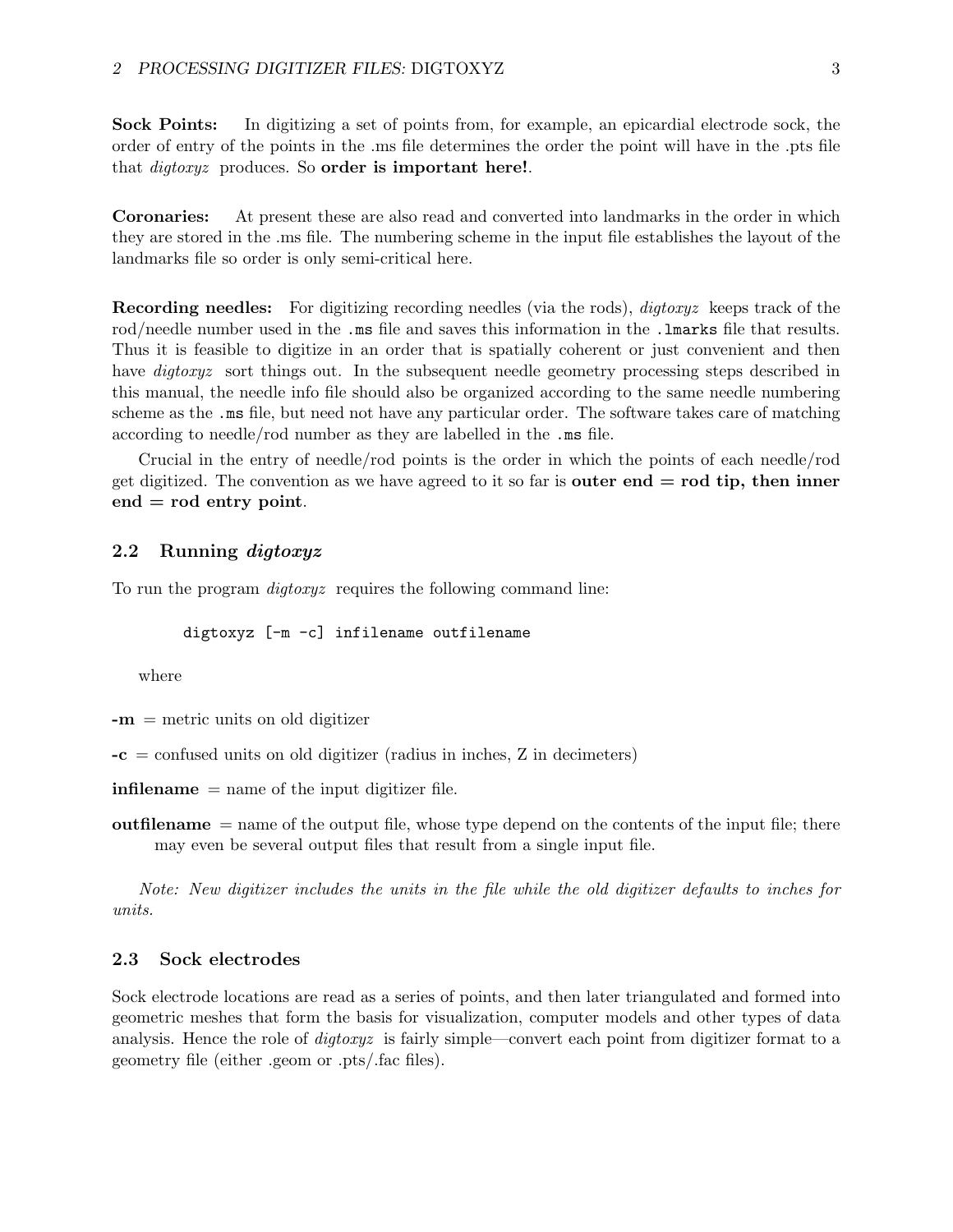**Sock Points:** In digitizing a set of points from, for example, an epicardial electrode sock, the order of entry of the points in the .ms file determines the order the point will have in the .pts file that *digtoxyz* produces. So **order is important here!**.

**Coronaries:** At present these are also read and converted into landmarks in the order in which they are stored in the .ms file. The numbering scheme in the input file establishes the layout of the landmarks file so order is only semi-critical here.

**Recording needles:** For digitizing recording needles (via the rods), *digtoxyz* keeps track of the rod/needle number used in the `.ms` file and saves this information in the `.lmarks` file that results. Thus it is feasible to digitize in an order that is spatially coherent or just convenient and then have *digtoxyz* sort things out. In the subsequent needle geometry processing steps described in this manual, the needle info file should also be organized according to the same needle numbering scheme as the `.ms` file, but need not have any particular order. The software takes care of matching according to needle/rod number as they are labelled in the `.ms` file.

Crucial in the entry of needle/rod points is the order in which the points of each needle/rod get digitized. The convention as we have agreed to it so far is **outer end = rod tip, then inner end = rod entry point**.

## 2.2 Running *digtoxyz*

To run the program *digtoxyz* requires the following command line:

```
digtoxyz [-m -c] infilename outfilename
```

where

**-m** = metric units on old digitizer

**-c** = confused units on old digitizer (radius in inches, Z in decimeters)

**infilename** = name of the input digitizer file.

**outfilename** = name of the output file, whose type depend on the contents of the input file; there may even be several output files that result from a single input file.

*Note: New digitizer includes the units in the file while the old digitizer defaults to inches for units.*

## 2.3 Sock electrodes

Sock electrode locations are read as a series of points, and then later triangulated and formed into geometric meshes that form the basis for visualization, computer models and other types of data analysis. Hence the role of *digtoxyz* is fairly simple—convert each point from digitizer format to a geometry file (either .geom or .pts/.fac files).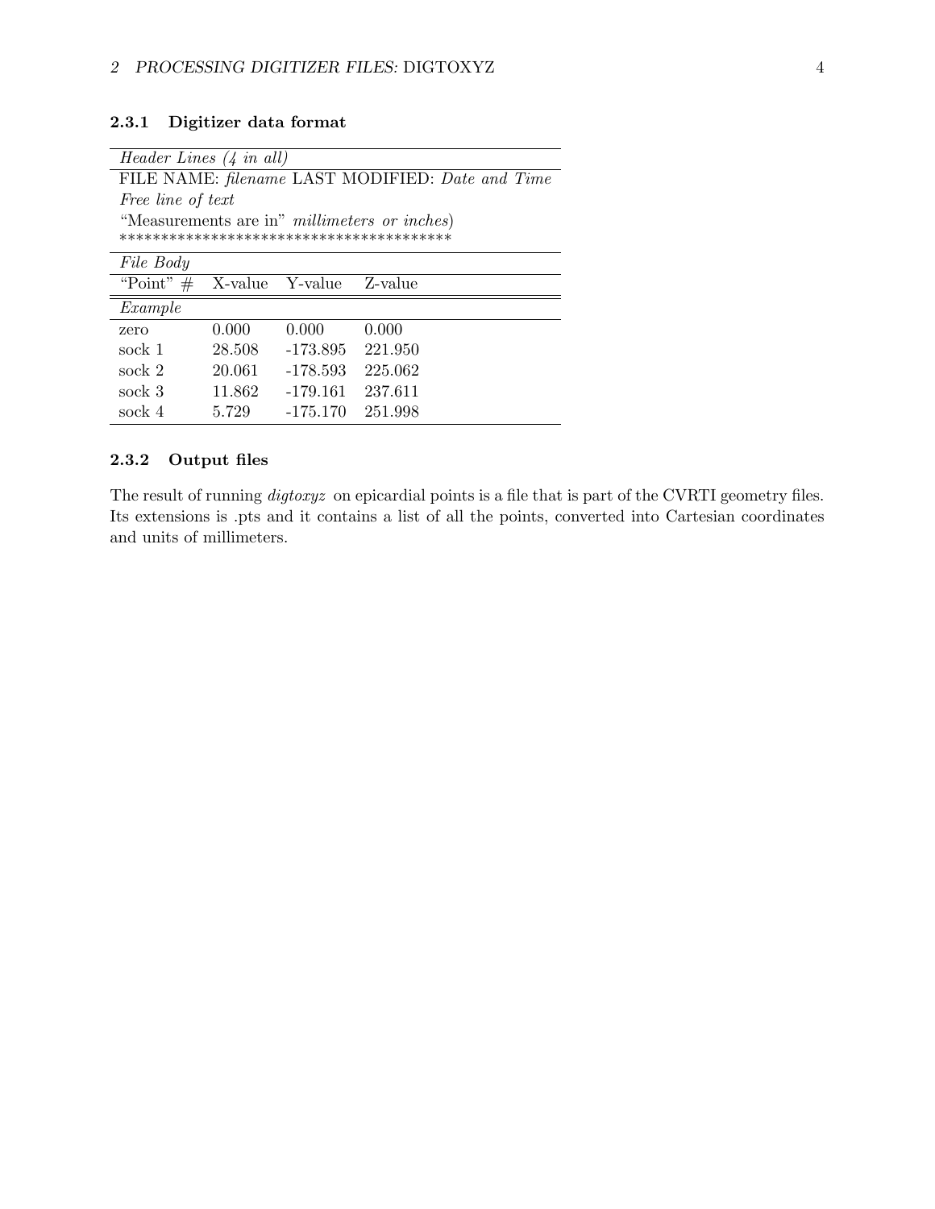### 2.3.1 Digitizer data format

| | | | |
|---|---|---|---|
| *Header Lines (4 in all)* | | | |
| FILE NAME: *filename* LAST MODIFIED: *Date and Time* | | | |
| *Free line of text* | | | |
| "Measurements are in" *millimeters or inches*) | | | |
| ****************************************** | | | |
| *File Body* | | | |
| "Point" # | X-value | Y-value | Z-value |
| *Example* | | | |
| zero | 0.000 | 0.000 | 0.000 |
| sock 1 | 28.508 | -173.895 | 221.950 |
| sock 2 | 20.061 | -178.593 | 225.062 |
| sock 3 | 11.862 | -179.161 | 237.611 |
| sock 4 | 5.729 | -175.170 | 251.998 |

### 2.3.2 Output files

The result of running *digtoxyz* on epicardial points is a file that is part of the CVRTI geometry files. Its extensions is .pts and it contains a list of all the points, converted into Cartesian coordinates and units of millimeters.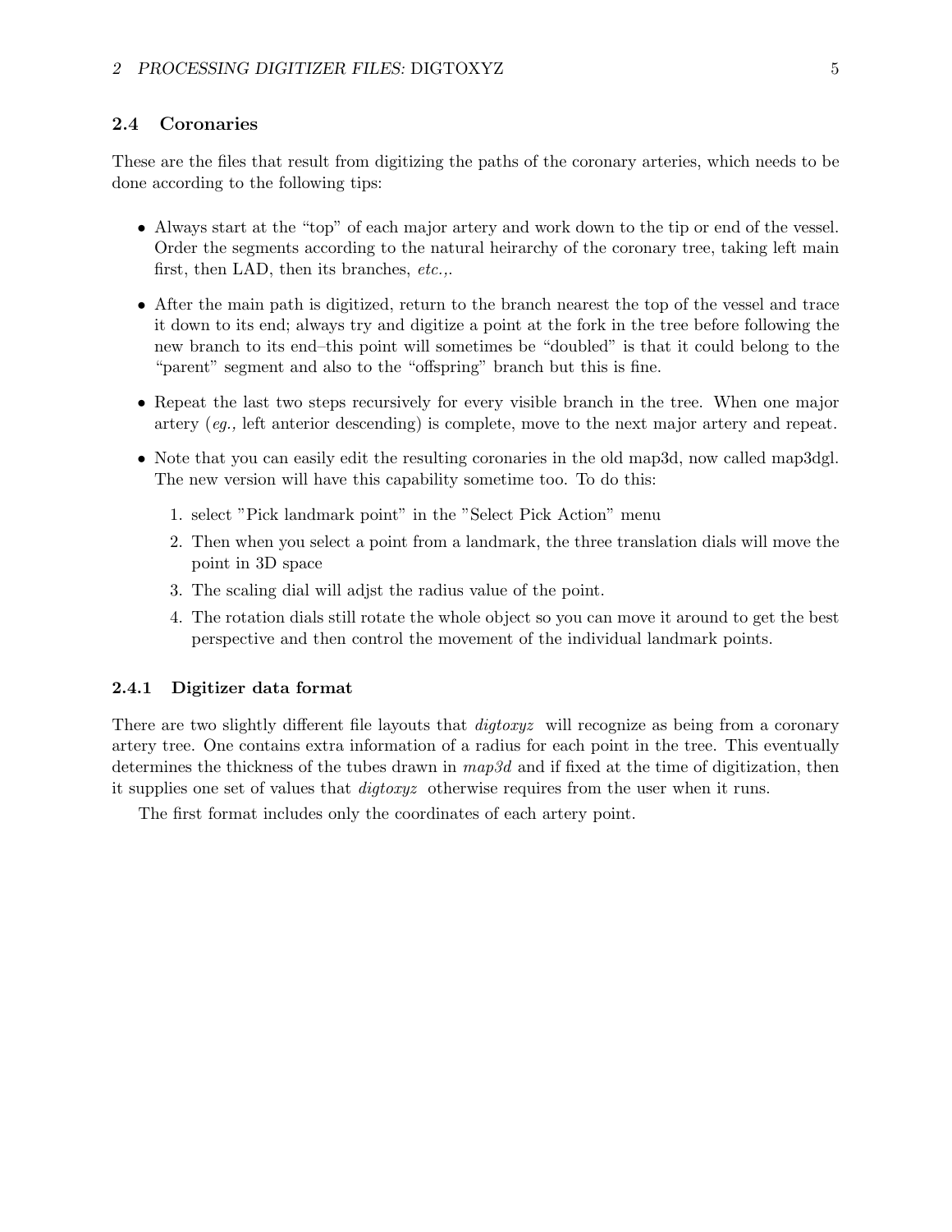### 2.4 Coronaries

These are the files that result from digitizing the paths of the coronary arteries, which needs to be done according to the following tips:

- Always start at the "top" of each major artery and work down to the tip or end of the vessel. Order the segments according to the natural heirarchy of the coronary tree, taking left main first, then LAD, then its branches, *etc.,*.
- After the main path is digitized, return to the branch nearest the top of the vessel and trace it down to its end; always try and digitize a point at the fork in the tree before following the new branch to its end–this point will sometimes be "doubled" is that it could belong to the "parent" segment and also to the "offspring" branch but this is fine.
- Repeat the last two steps recursively for every visible branch in the tree. When one major artery (*eg.,* left anterior descending) is complete, move to the next major artery and repeat.
- Note that you can easily edit the resulting coronaries in the old map3d, now called map3dgl. The new version will have this capability sometime too. To do this:
  1. select "Pick landmark point" in the "Select Pick Action" menu
  2. Then when you select a point from a landmark, the three translation dials will move the point in 3D space
  3. The scaling dial will adjst the radius value of the point.
  4. The rotation dials still rotate the whole object so you can move it around to get the best perspective and then control the movement of the individual landmark points.

#### 2.4.1 Digitizer data format

There are two slightly different file layouts that *digtoxyz* will recognize as being from a coronary artery tree. One contains extra information of a radius for each point in the tree. This eventually determines the thickness of the tubes drawn in *map3d* and if fixed at the time of digitization, then it supplies one set of values that *digtoxyz* otherwise requires from the user when it runs.

The first format includes only the coordinates of each artery point.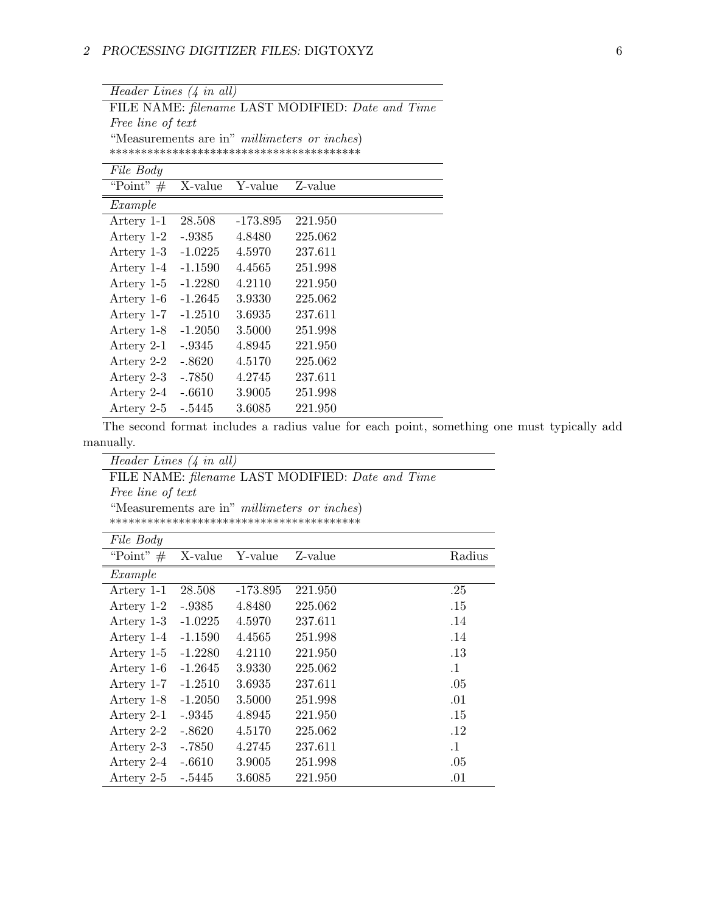| *Header Lines (4 in all)* | | | |
|---|---|---|---|
| FILE NAME: *filename* LAST MODIFIED: *Date and Time* | | | |
| *Free line of text* | | | |
| "Measurements are in" *millimeters or inches*) | | | |
| *************************************** | | | |
| *File Body* | | | |
| "Point" # | X-value | Y-value | Z-value |
| *Example* | | | |
| Artery 1-1 | 28.508 | -173.895 | 221.950 |
| Artery 1-2 | -.9385 | 4.8480 | 225.062 |
| Artery 1-3 | -1.0225 | 4.5970 | 237.611 |
| Artery 1-4 | -1.1590 | 4.4565 | 251.998 |
| Artery 1-5 | -1.2280 | 4.2110 | 221.950 |
| Artery 1-6 | -1.2645 | 3.9330 | 225.062 |
| Artery 1-7 | -1.2510 | 3.6935 | 237.611 |
| Artery 1-8 | -1.2050 | 3.5000 | 251.998 |
| Artery 2-1 | -.9345 | 4.8945 | 221.950 |
| Artery 2-2 | -.8620 | 4.5170 | 225.062 |
| Artery 2-3 | -.7850 | 4.2745 | 237.611 |
| Artery 2-4 | -.6610 | 3.9005 | 251.998 |
| Artery 2-5 | -.5445 | 3.6085 | 221.950 |

The second format includes a radius value for each point, something one must typically add manually.

| *Header Lines (4 in all)* | | | | |
|---|---|---|---|---|
| FILE NAME: *filename* LAST MODIFIED: *Date and Time* | | | | |
| *Free line of text* | | | | |
| "Measurements are in" *millimeters or inches*) | | | | |
| *************************************** | | | | |
| *File Body* | | | | |
| "Point" # | X-value | Y-value | Z-value | Radius |
| *Example* | | | | |
| Artery 1-1 | 28.508 | -173.895 | 221.950 | .25 |
| Artery 1-2 | -.9385 | 4.8480 | 225.062 | .15 |
| Artery 1-3 | -1.0225 | 4.5970 | 237.611 | .14 |
| Artery 1-4 | -1.1590 | 4.4565 | 251.998 | .14 |
| Artery 1-5 | -1.2280 | 4.2110 | 221.950 | .13 |
| Artery 1-6 | -1.2645 | 3.9330 | 225.062 | .1 |
| Artery 1-7 | -1.2510 | 3.6935 | 237.611 | .05 |
| Artery 1-8 | -1.2050 | 3.5000 | 251.998 | .01 |
| Artery 2-1 | -.9345 | 4.8945 | 221.950 | .15 |
| Artery 2-2 | -.8620 | 4.5170 | 225.062 | .12 |
| Artery 2-3 | -.7850 | 4.2745 | 237.611 | .1 |
| Artery 2-4 | -.6610 | 3.9005 | 251.998 | .05 |
| Artery 2-5 | -.5445 | 3.6085 | 221.950 | .01 |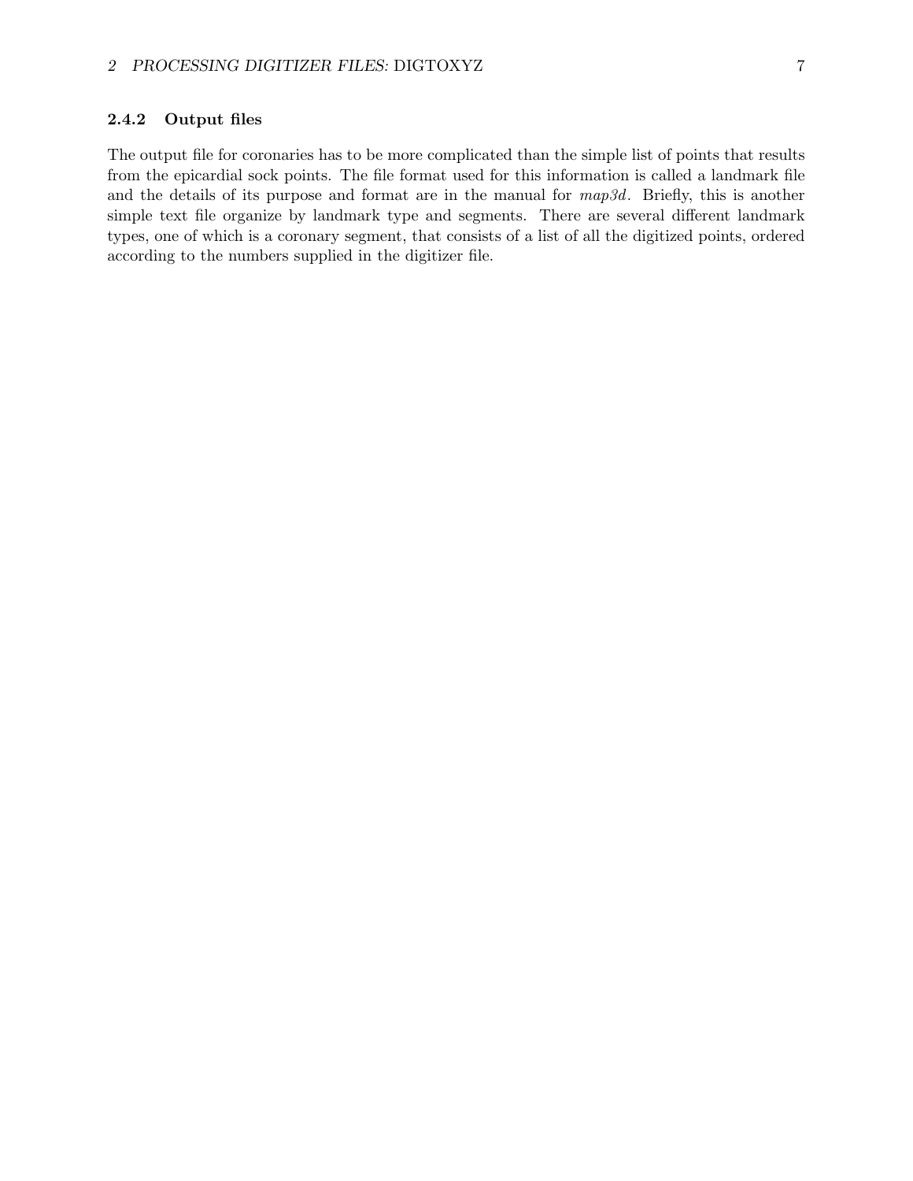### 2.4.2 Output files

The output file for coronaries has to be more complicated than the simple list of points that results from the epicardial sock points. The file format used for this information is called a landmark file and the details of its purpose and format are in the manual for *map3d*. Briefly, this is another simple text file organize by landmark type and segments. There are several different landmark types, one of which is a coronary segment, that consists of a list of all the digitized points, ordered according to the numbers supplied in the digitizer file.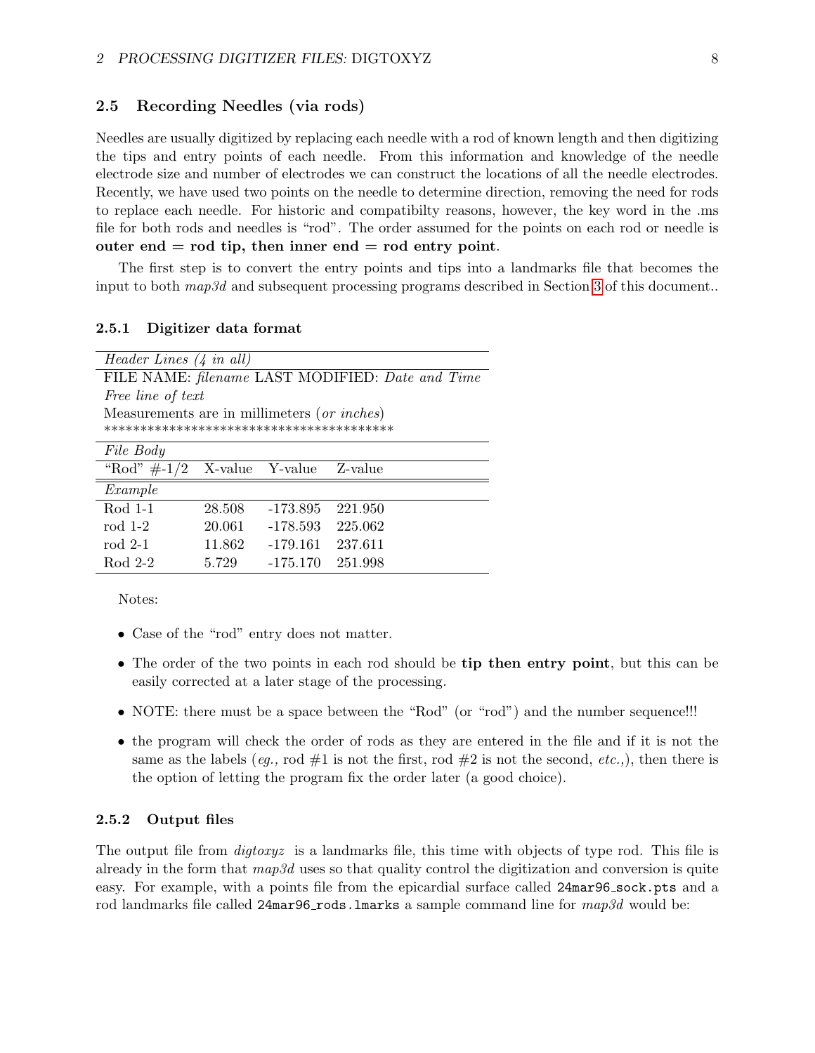## 2.5 Recording Needles (via rods)

Needles are usually digitized by replacing each needle with a rod of known length and then digitizing the tips and entry points of each needle. From this information and knowledge of the needle electrode size and number of electrodes we can construct the locations of all the needle electrodes. Recently, we have used two points on the needle to determine direction, removing the need for rods to replace each needle. For historic and compatibilty reasons, however, the key word in the .ms file for both rods and needles is "rod". The order assumed for the points on each rod or needle is **outer end = rod tip, then inner end = rod entry point**.

The first step is to convert the entry points and tips into a landmarks file that becomes the input to both *map3d* and subsequent processing programs described in Section 3 of this document..

### 2.5.1 Digitizer data format

| | | | |
|---|---|---|---|
| *Header Lines (4 in all)* | | | |
| FILE NAME: *filename* LAST MODIFIED: *Date and Time* | | | |
| *Free line of text* | | | |
| Measurements are in millimeters (*or inches*) | | | |
| *************************************** | | | |
| *File Body* | | | |
| "Rod" #-1/2 | X-value | Y-value | Z-value |
| *Example* | | | |
| Rod 1-1 | 28.508 | -173.895 | 221.950 |
| rod 1-2 | 20.061 | -178.593 | 225.062 |
| rod 2-1 | 11.862 | -179.161 | 237.611 |
| Rod 2-2 | 5.729 | -175.170 | 251.998 |

Notes:

- Case of the "rod" entry does not matter.
- The order of the two points in each rod should be **tip then entry point**, but this can be easily corrected at a later stage of the processing.
- NOTE: there must be a space between the "Rod" (or "rod") and the number sequence!!!
- the program will check the order of rods as they are entered in the file and if it is not the same as the labels (*eg.,* rod #1 is not the first, rod #2 is not the second, *etc.,*), then there is the option of letting the program fix the order later (a good choice).

### 2.5.2 Output files

The output file from *digtoxyz* is a landmarks file, this time with objects of type rod. This file is already in the form that *map3d* uses so that quality control the digitization and conversion is quite easy. For example, with a points file from the epicardial surface called `24mar96_sock.pts` and a rod landmarks file called `24mar96_rods.lmarks` a sample command line for *map3d* would be: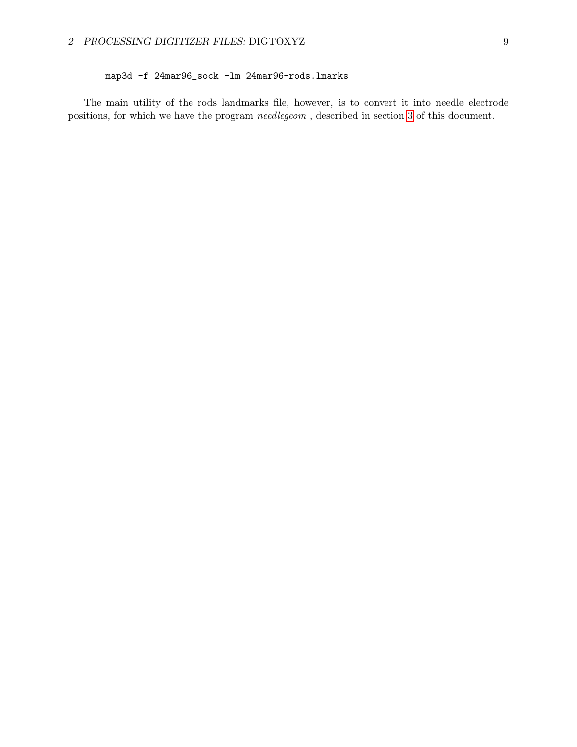```
map3d -f 24mar96_sock -lm 24mar96-rods.lmarks
```

The main utility of the rods landmarks file, however, is to convert it into needle electrode positions, for which we have the program *needlegeom* , described in section 3 of this document.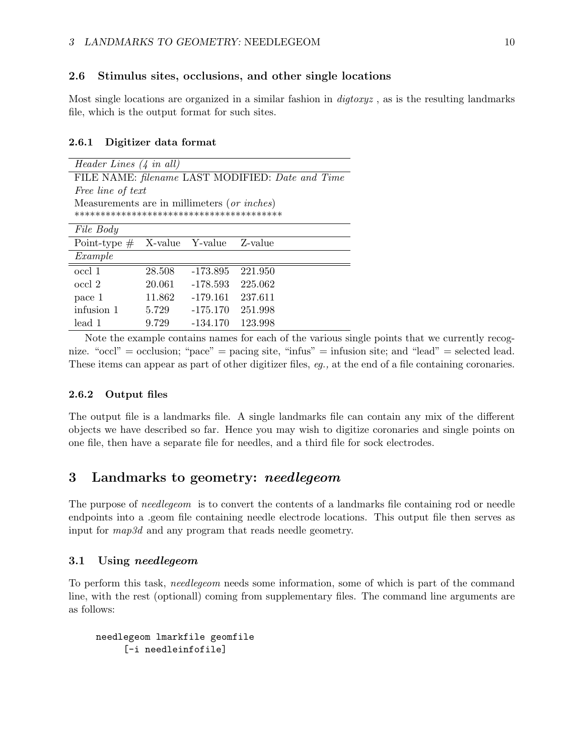### 2.6 Stimulus sites, occlusions, and other single locations

Most single locations are organized in a similar fashion in *digtoxyz* , as is the resulting landmarks file, which is the output format for such sites.

#### 2.6.1 Digitizer data format

| *Header Lines (4 in all)* | | | |
|---|---|---|---|
| FILE NAME: *filename* LAST MODIFIED: *Date and Time* | | | |
| *Free line of text* | | | |
| Measurements are in millimeters (*or inches*) | | | |
| *************************************** | | | |
| *File Body* | | | |
| Point-type # | X-value | Y-value | Z-value |
| *Example* | | | |
| occl 1 | 28.508 | -173.895 | 221.950 |
| occl 2 | 20.061 | -178.593 | 225.062 |
| pace 1 | 11.862 | -179.161 | 237.611 |
| infusion 1 | 5.729 | -175.170 | 251.998 |
| lead 1 | 9.729 | -134.170 | 123.998 |

Note the example contains names for each of the various single points that we currently recognize. "occl" = occlusion; "pace" = pacing site, "infus" = infusion site; and "lead" = selected lead. These items can appear as part of other digitizer files, *eg.,* at the end of a file containing coronaries.

#### 2.6.2 Output files

The output file is a landmarks file. A single landmarks file can contain any mix of the different objects we have described so far. Hence you may wish to digitize coronaries and single points on one file, then have a separate file for needles, and a third file for sock electrodes.

## 3 Landmarks to geometry: *needlegeom*

The purpose of *needlegeom* is to convert the contents of a landmarks file containing rod or needle endpoints into a .geom file containing needle electrode locations. This output file then serves as input for *map3d* and any program that reads needle geometry.

### 3.1 Using *needlegeom*

To perform this task, *needlegeom* needs some information, some of which is part of the command line, with the rest (optionall) coming from supplementary files. The command line arguments are as follows:

```
needlegeom lmarkfile geomfile
     [-i needleinfofile]
```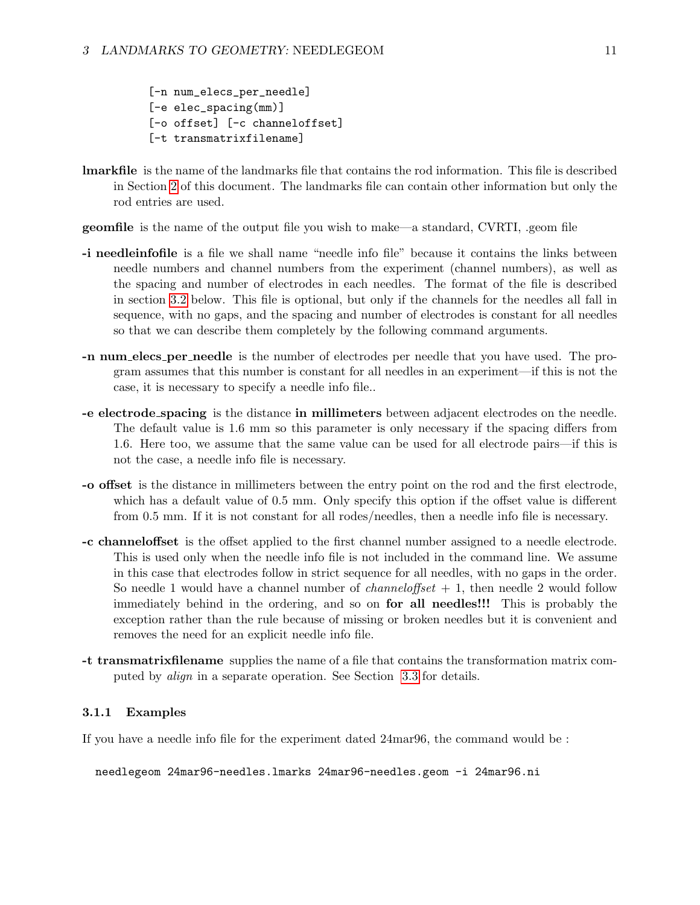```
[-n num_elecs_per_needle]
[-e elec_spacing(mm)]
[-o offset] [-c channeloffset]
[-t transmatrixfilename]
```

**lmarkfile** is the name of the landmarks file that contains the rod information. This file is described in Section 2 of this document. The landmarks file can contain other information but only the rod entries are used.

**geomfile** is the name of the output file you wish to make—a standard, CVRTI, .geom file

**-i needleinfofile** is a file we shall name "needle info file" because it contains the links between needle numbers and channel numbers from the experiment (channel numbers), as well as the spacing and number of electrodes in each needles. The format of the file is described in section 3.2 below. This file is optional, but only if the channels for the needles all fall in sequence, with no gaps, and the spacing and number of electrodes is constant for all needles so that we can describe them completely by the following command arguments.

**-n num_elecs_per_needle** is the number of electrodes per needle that you have used. The program assumes that this number is constant for all needles in an experiment—if this is not the case, it is necessary to specify a needle info file..

**-e electrode_spacing** is the distance **in millimeters** between adjacent electrodes on the needle. The default value is 1.6 mm so this parameter is only necessary if the spacing differs from 1.6. Here too, we assume that the same value can be used for all electrode pairs—if this is not the case, a needle info file is necessary.

**-o offset** is the distance in millimeters between the entry point on the rod and the first electrode, which has a default value of 0.5 mm. Only specify this option if the offset value is different from 0.5 mm. If it is not constant for all rodes/needles, then a needle info file is necessary.

**-c channeloffset** is the offset applied to the first channel number assigned to a needle electrode. This is used only when the needle info file is not included in the command line. We assume in this case that electrodes follow in strict sequence for all needles, with no gaps in the order. So needle 1 would have a channel number of *channeloffset* + 1, then needle 2 would follow immediately behind in the ordering, and so on **for all needles!!!** This is probably the exception rather than the rule because of missing or broken needles but it is convenient and removes the need for an explicit needle info file.

**-t transmatrixfilename** supplies the name of a file that contains the transformation matrix computed by *align* in a separate operation. See Section 3.3 for details.

### 3.1.1 Examples

If you have a needle info file for the experiment dated 24mar96, the command would be :

```
needlegeom 24mar96-needles.lmarks 24mar96-needles.geom -i 24mar96.ni
```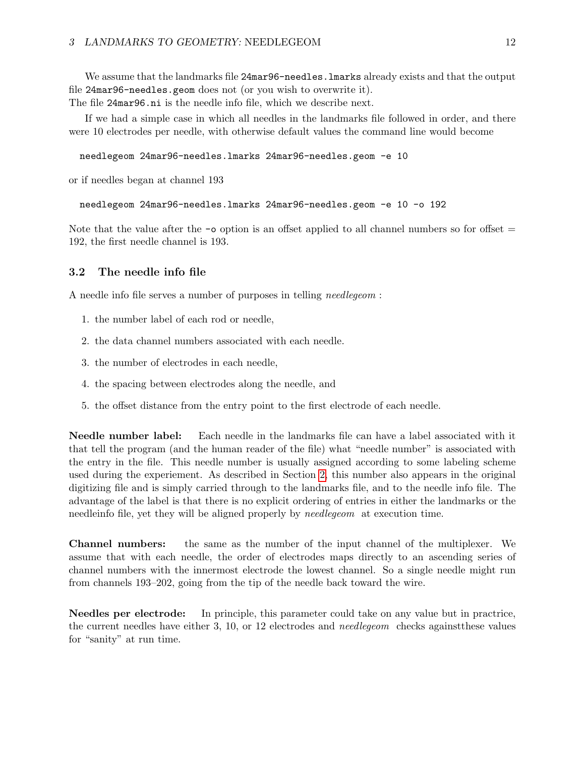We assume that the landmarks file `24mar96-needles.lmarks` already exists and that the output file `24mar96-needles.geom` does not (or you wish to overwrite it).
The file `24mar96.ni` is the needle info file, which we describe next.

If we had a simple case in which all needles in the landmarks file followed in order, and there were 10 electrodes per needle, with otherwise default values the command line would become

```
needlegeom 24mar96-needles.lmarks 24mar96-needles.geom -e 10
```

or if needles began at channel 193

```
needlegeom 24mar96-needles.lmarks 24mar96-needles.geom -e 10 -o 192
```

Note that the value after the `-o` option is an offset applied to all channel numbers so for offset = 192, the first needle channel is 193.

## 3.2 The needle info file

A needle info file serves a number of purposes in telling *needlegeom* :

1. the number label of each rod or needle,
2. the data channel numbers associated with each needle.
3. the number of electrodes in each needle,
4. the spacing between electrodes along the needle, and
5. the offset distance from the entry point to the first electrode of each needle.

**Needle number label:** Each needle in the landmarks file can have a label associated with it that tell the program (and the human reader of the file) what "needle number" is associated with the entry in the file. This needle number is usually assigned according to some labeling scheme used during the experiement. As described in Section 2, this number also appears in the original digitizing file and is simply carried through to the landmarks file, and to the needle info file. The advantage of the label is that there is no explicit ordering of entries in either the landmarks or the needleinfo file, yet they will be aligned properly by *needlegeom* at execution time.

**Channel numbers:** the same as the number of the input channel of the multiplexer. We assume that with each needle, the order of electrodes maps directly to an ascending series of channel numbers with the innermost electrode the lowest channel. So a single needle might run from channels 193–202, going from the tip of the needle back toward the wire.

**Needles per electrode:** In principle, this parameter could take on any value but in practrice, the current needles have either 3, 10, or 12 electrodes and *needlegeom* checks againstthese values for "sanity" at run time.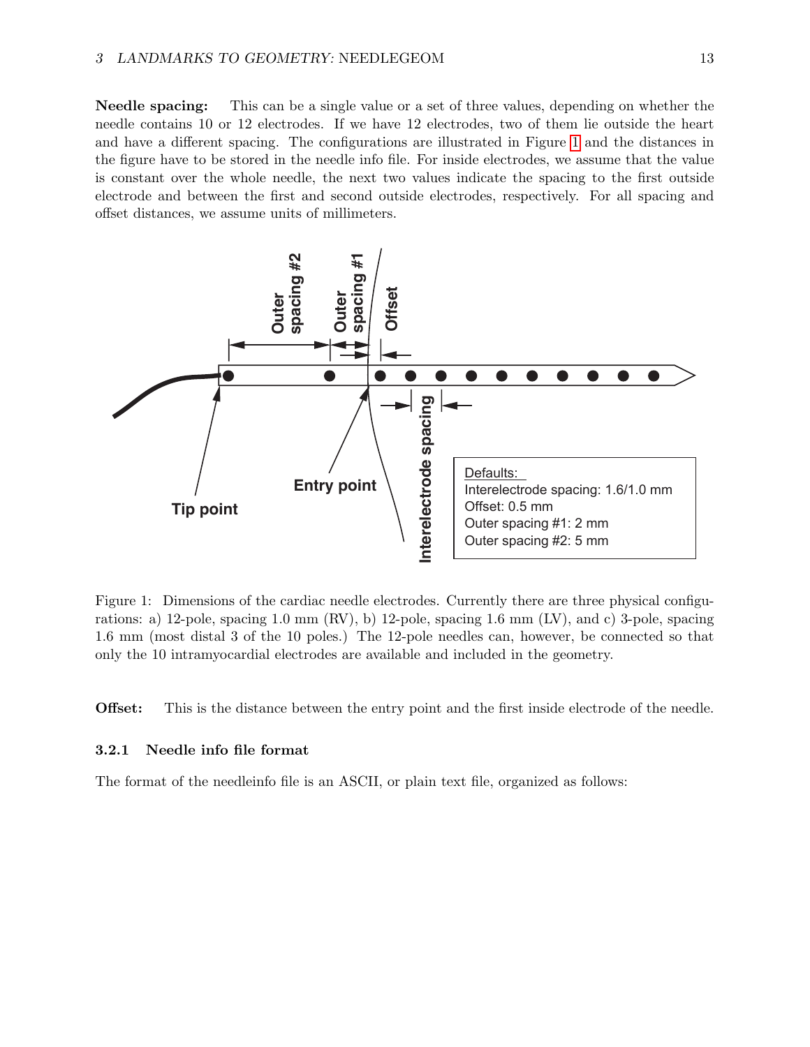**Needle spacing:** This can be a single value or a set of three values, depending on whether the needle contains 10 or 12 electrodes. If we have 12 electrodes, two of them lie outside the heart and have a different spacing. The configurations are illustrated in Figure 1 and the distances in the figure have to be stored in the needle info file. For inside electrodes, we assume that the value is constant over the whole needle, the next two values indicate the spacing to the first outside electrode and between the first and second outside electrodes, respectively. For all spacing and offset distances, we assume units of millimeters.

Outer spacing #2
Outer spacing #1
Offset
Tip point
Entry point
Interelectrode spacing

Defaults:
Interelectrode spacing: 1.6/1.0 mm
Offset: 0.5 mm
Outer spacing #1: 2 mm
Outer spacing #2: 5 mm

Figure 1: Dimensions of the cardiac needle electrodes. Currently there are three physical configurations: a) 12-pole, spacing 1.0 mm (RV), b) 12-pole, spacing 1.6 mm (LV), and c) 3-pole, spacing 1.6 mm (most distal 3 of the 10 poles.) The 12-pole needles can, however, be connected so that only the 10 intramyocardial electrodes are available and included in the geometry.

**Offset:** This is the distance between the entry point and the first inside electrode of the needle.

### 3.2.1 Needle info file format

The format of the needleinfo file is an ASCII, or plain text file, organized as follows: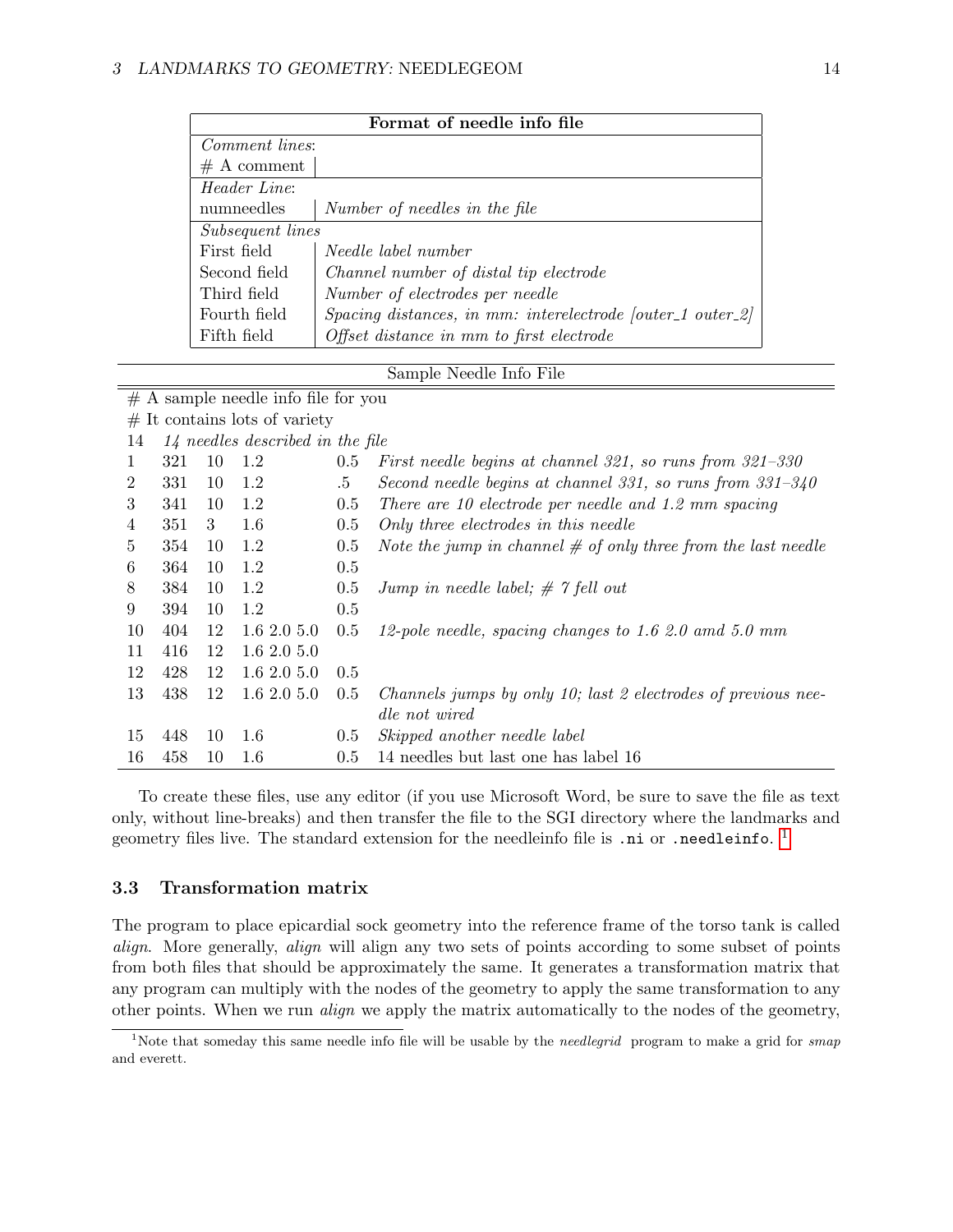| Format of needle info file | |
|---|---|
| *Comment lines*: | |
| # A comment | |
| *Header Line*: | |
| numneedles | *Number of needles in the file* |
| *Subsequent lines* | |
| First field | *Needle label number* |
| Second field | *Channel number of distal tip electrode* |
| Third field | *Number of electrodes per needle* |
| Fourth field | *Spacing distances, in mm: interelectrode [outer_1 outer_2]* |
| Fifth field | *Offset distance in mm to first electrode* |

Sample Needle Info File

| | | | | | |
|---|---|---|---|---|---|
| # A sample needle info file for you | | | | | |
| # It contains lots of variety | | | | | |
| 14 | *14 needles described in the file* | | | | |
| 1 | 321 | 10 | 1.2 | 0.5 | *First needle begins at channel 321, so runs from 321–330* |
| 2 | 331 | 10 | 1.2 | .5 | *Second needle begins at channel 331, so runs from 331–340* |
| 3 | 341 | 10 | 1.2 | 0.5 | *There are 10 electrode per needle and 1.2 mm spacing* |
| 4 | 351 | 3 | 1.6 | 0.5 | *Only three electrodes in this needle* |
| 5 | 354 | 10 | 1.2 | 0.5 | *Note the jump in channel # of only three from the last needle* |
| 6 | 364 | 10 | 1.2 | 0.5 | |
| 8 | 384 | 10 | 1.2 | 0.5 | *Jump in needle label; # 7 fell out* |
| 9 | 394 | 10 | 1.2 | 0.5 | |
| 10 | 404 | 12 | 1.6 2.0 5.0 | 0.5 | *12-pole needle, spacing changes to 1.6 2.0 amd 5.0 mm* |
| 11 | 416 | 12 | 1.6 2.0 5.0 | | |
| 12 | 428 | 12 | 1.6 2.0 5.0 | 0.5 | |
| 13 | 438 | 12 | 1.6 2.0 5.0 | 0.5 | *Channels jumps by only 10; last 2 electrodes of previous needle not wired* |
| 15 | 448 | 10 | 1.6 | 0.5 | *Skipped another needle label* |
| 16 | 458 | 10 | 1.6 | 0.5 | 14 needles but last one has label 16 |

To create these files, use any editor (if you use Microsoft Word, be sure to save the file as text only, without line-breaks) and then transfer the file to the SGI directory where the landmarks and geometry files live. The standard extension for the needleinfo file is `.ni` or `.needleinfo`. [1]

### 3.3 Transformation matrix

The program to place epicardial sock geometry into the reference frame of the torso tank is called *align*. More generally, *align* will align any two sets of points according to some subset of points from both files that should be approximately the same. It generates a transformation matrix that any program can multiply with the nodes of the geometry to apply the same transformation to any other points. When we run *align* we apply the matrix automatically to the nodes of the geometry,

[1] Note that someday this same needle info file will be usable by the *needlegrid* program to make a grid for *smap* and everett.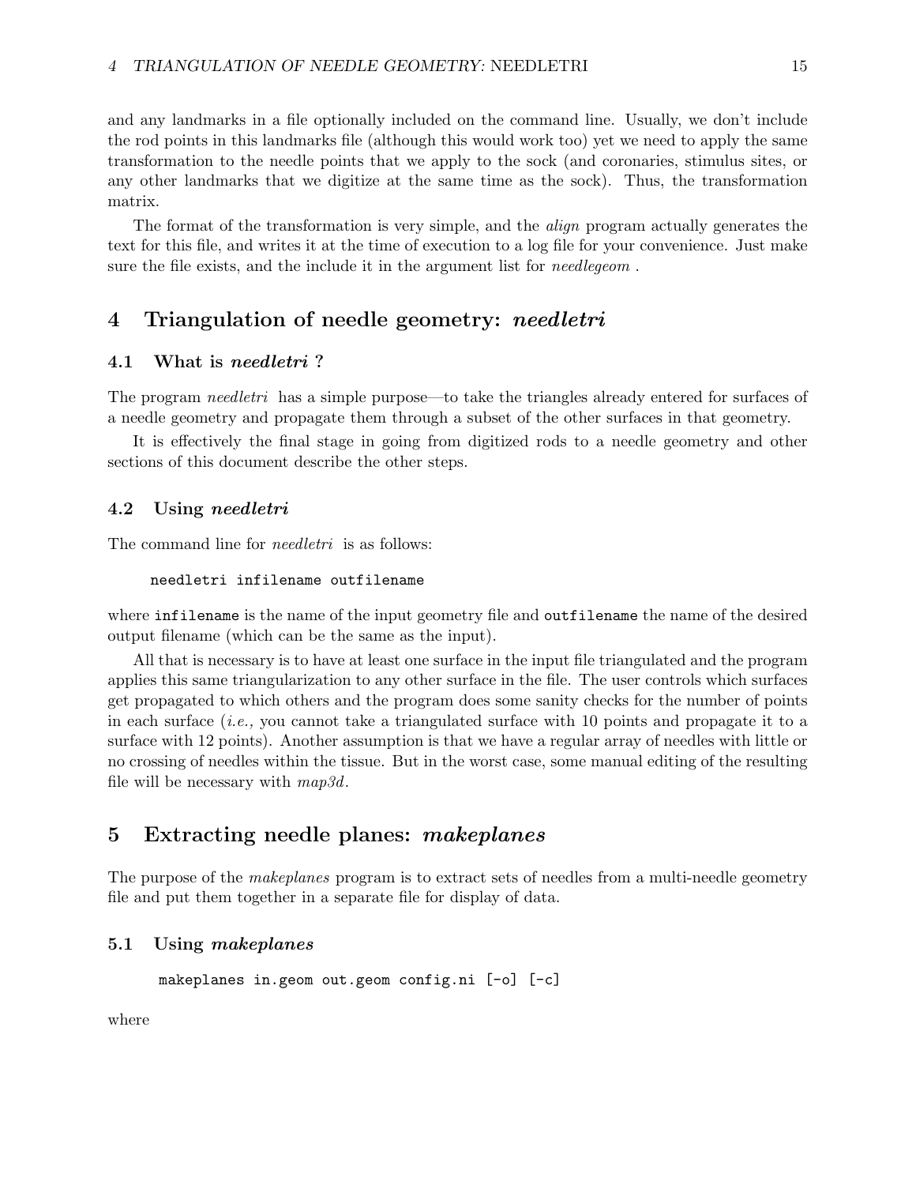and any landmarks in a file optionally included on the command line. Usually, we don't include the rod points in this landmarks file (although this would work too) yet we need to apply the same transformation to the needle points that we apply to the sock (and coronaries, stimulus sites, or any other landmarks that we digitize at the same time as the sock). Thus, the transformation matrix.

The format of the transformation is very simple, and the *align* program actually generates the text for this file, and writes it at the time of execution to a log file for your convenience. Just make sure the file exists, and the include it in the argument list for *needlegeom* .

# 4 Triangulation of needle geometry: *needletri*

## 4.1 What is *needletri* ?

The program *needletri* has a simple purpose—to take the triangles already entered for surfaces of a needle geometry and propagate them through a subset of the other surfaces in that geometry.

It is effectively the final stage in going from digitized rods to a needle geometry and other sections of this document describe the other steps.

## 4.2 Using *needletri*

The command line for *needletri* is as follows:

```
needletri infilename outfilename
```

where `infilename` is the name of the input geometry file and `outfilename` the name of the desired output filename (which can be the same as the input).

All that is necessary is to have at least one surface in the input file triangulated and the program applies this same triangularization to any other surface in the file. The user controls which surfaces get propagated to which others and the program does some sanity checks for the number of points in each surface (*i.e.,* you cannot take a triangulated surface with 10 points and propagate it to a surface with 12 points). Another assumption is that we have a regular array of needles with little or no crossing of needles within the tissue. But in the worst case, some manual editing of the resulting file will be necessary with *map3d*.

# 5 Extracting needle planes: *makeplanes*

The purpose of the *makeplanes* program is to extract sets of needles from a multi-needle geometry file and put them together in a separate file for display of data.

## 5.1 Using *makeplanes*

```
makeplanes in.geom out.geom config.ni [-o] [-c]
```

where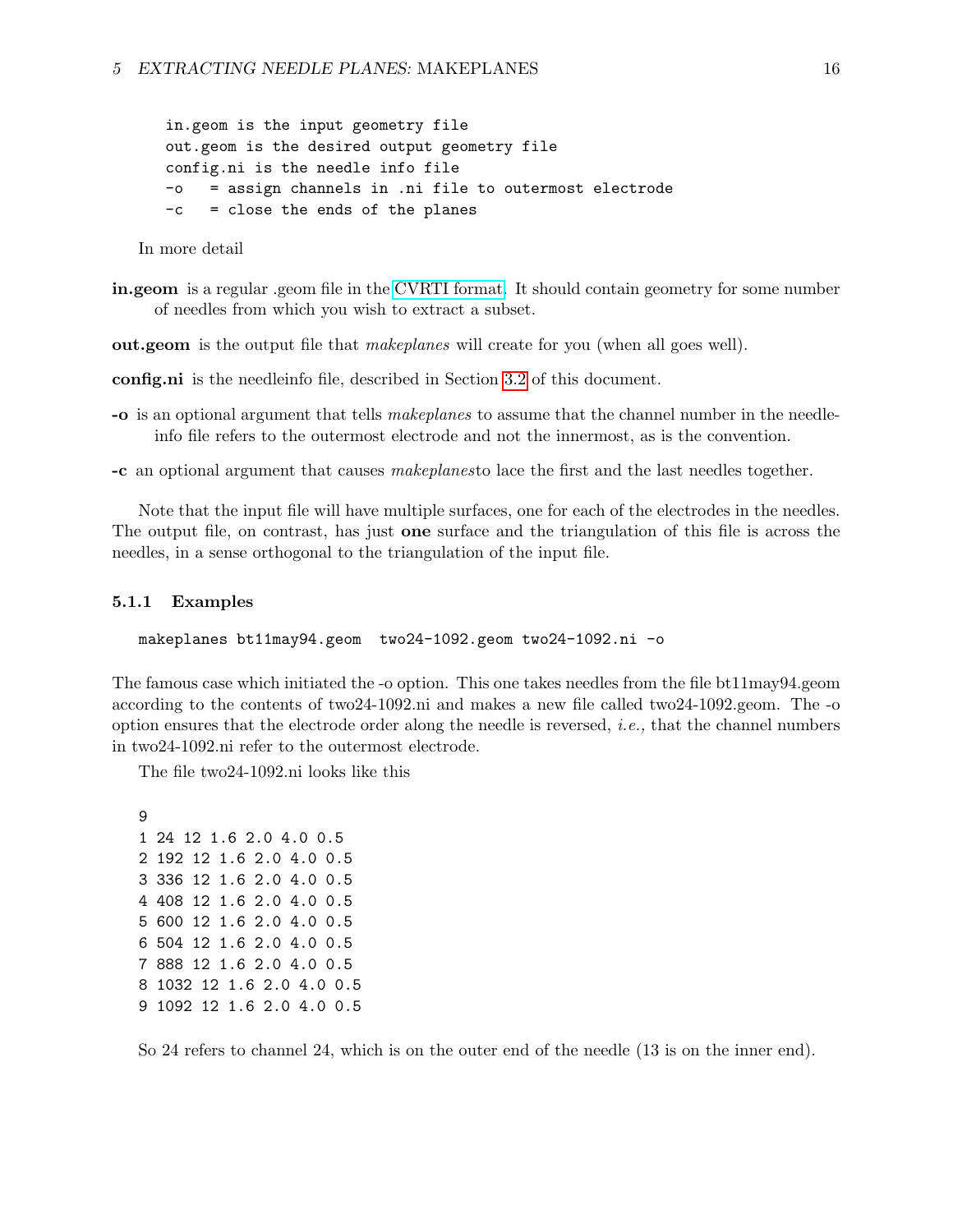```
in.geom is the input geometry file
out.geom is the desired output geometry file
config.ni is the needle info file
-o   = assign channels in .ni file to outermost electrode
-c   = close the ends of the planes
```

In more detail

**in.geom** is a regular .geom file in the CVRTI format. It should contain geometry for some number of needles from which you wish to extract a subset.

**out.geom** is the output file that *makeplanes* will create for you (when all goes well).

**config.ni** is the needleinfo file, described in Section 3.2 of this document.

**-o** is an optional argument that tells *makeplanes* to assume that the channel number in the needleinfo file refers to the outermost electrode and not the innermost, as is the convention.

**-c** an optional argument that causes *makeplanes*to lace the first and the last needles together.

Note that the input file will have multiple surfaces, one for each of the electrodes in the needles. The output file, on contrast, has just **one** surface and the triangulation of this file is across the needles, in a sense orthogonal to the triangulation of the input file.

### 5.1.1 Examples

```
makeplanes bt11may94.geom  two24-1092.geom two24-1092.ni -o
```

The famous case which initiated the -o option. This one takes needles from the file bt11may94.geom according to the contents of two24-1092.ni and makes a new file called two24-1092.geom. The -o option ensures that the electrode order along the needle is reversed, *i.e.,* that the channel numbers in two24-1092.ni refer to the outermost electrode.

The file two24-1092.ni looks like this

```
9
1 24 12 1.6 2.0 4.0 0.5
2 192 12 1.6 2.0 4.0 0.5
3 336 12 1.6 2.0 4.0 0.5
4 408 12 1.6 2.0 4.0 0.5
5 600 12 1.6 2.0 4.0 0.5
6 504 12 1.6 2.0 4.0 0.5
7 888 12 1.6 2.0 4.0 0.5
8 1032 12 1.6 2.0 4.0 0.5
9 1092 12 1.6 2.0 4.0 0.5
```

So 24 refers to channel 24, which is on the outer end of the needle (13 is on the inner end).